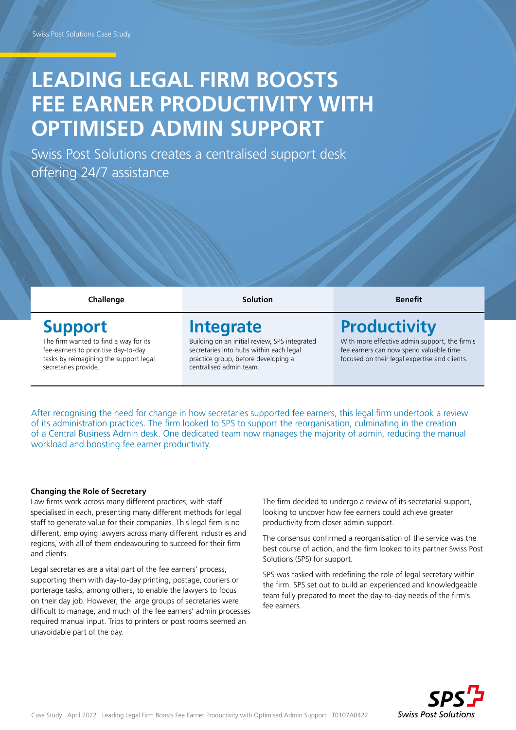Swiss Post Solutions Case Study

# LEADING LEGAL FIRM BOOSTS FEE EARNER PRODUCTIVITY WITH OPTIMISED ADMIN SUPPORT

Swiss Post Solutions creates a centralised support desk offering 24/7 assistance

| Challenge | Solution | Benefit |
|---|---|---|
| **Support**<br>The firm wanted to find a way for its fee-earners to prioritise day-to-day tasks by reimagining the support legal secretaries provide. | **Integrate**<br>Building on an initial review, SPS integrated secretaries into hubs within each legal practice group, before developing a centralised admin team. | **Productivity**<br>With more effective admin support, the firm's fee earners can now spend valuable time focused on their legal expertise and clients. |

After recognising the need for change in how secretaries supported fee earners, this legal firm undertook a review of its administration practices. The firm looked to SPS to support the reorganisation, culminating in the creation of a Central Business Admin desk. One dedicated team now manages the majority of admin, reducing the manual workload and boosting fee earner productivity.

### Changing the Role of Secretary

Law firms work across many different practices, with staff specialised in each, presenting many different methods for legal staff to generate value for their companies. This legal firm is no different, employing lawyers across many different industries and regions, with all of them endeavouring to succeed for their firm and clients.

Legal secretaries are a vital part of the fee earners' process, supporting them with day-to-day printing, postage, couriers or porterage tasks, among others, to enable the lawyers to focus on their day job. However, the large groups of secretaries were difficult to manage, and much of the fee earners' admin processes required manual input. Trips to printers or post rooms seemed an unavoidable part of the day.

The firm decided to undergo a review of its secretarial support, looking to uncover how fee earners could achieve greater productivity from closer admin support.

The consensus confirmed a reorganisation of the service was the best course of action, and the firm looked to its partner Swiss Post Solutions (SPS) for support.

SPS was tasked with redefining the role of legal secretary within the firm. SPS set out to build an experienced and knowledgeable team fully prepared to meet the day-to-day needs of the firm's fee earners.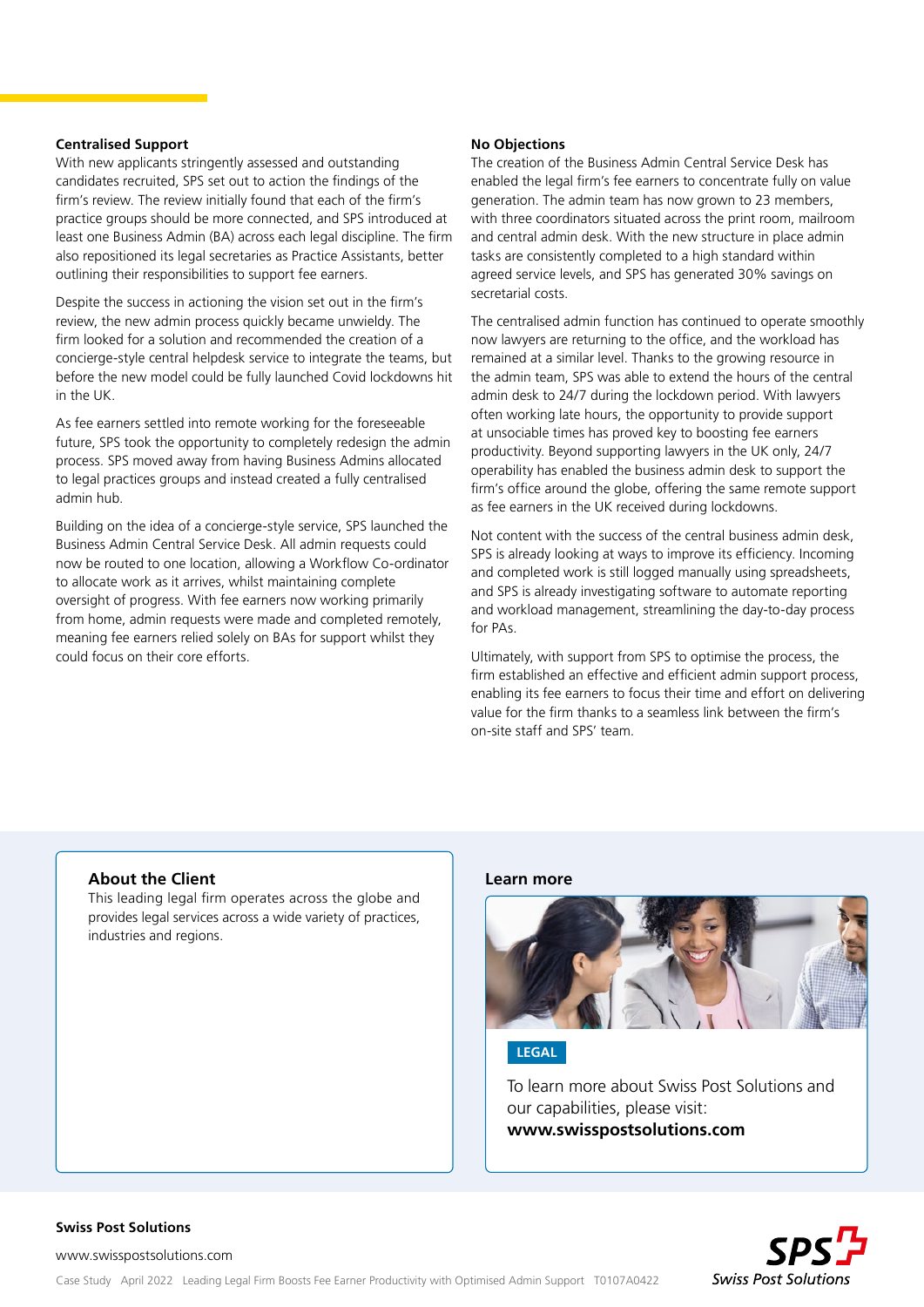### Centralised Support

With new applicants stringently assessed and outstanding candidates recruited, SPS set out to action the findings of the firm's review. The review initially found that each of the firm's practice groups should be more connected, and SPS introduced at least one Business Admin (BA) across each legal discipline. The firm also repositioned its legal secretaries as Practice Assistants, better outlining their responsibilities to support fee earners.

Despite the success in actioning the vision set out in the firm's review, the new admin process quickly became unwieldy. The firm looked for a solution and recommended the creation of a concierge-style central helpdesk service to integrate the teams, but before the new model could be fully launched Covid lockdowns hit in the UK.

As fee earners settled into remote working for the foreseeable future, SPS took the opportunity to completely redesign the admin process. SPS moved away from having Business Admins allocated to legal practices groups and instead created a fully centralised admin hub.

Building on the idea of a concierge-style service, SPS launched the Business Admin Central Service Desk. All admin requests could now be routed to one location, allowing a Workflow Co-ordinator to allocate work as it arrives, whilst maintaining complete oversight of progress. With fee earners now working primarily from home, admin requests were made and completed remotely, meaning fee earners relied solely on BAs for support whilst they could focus on their core efforts.

### No Objections

The creation of the Business Admin Central Service Desk has enabled the legal firm's fee earners to concentrate fully on value generation. The admin team has now grown to 23 members, with three coordinators situated across the print room, mailroom and central admin desk. With the new structure in place admin tasks are consistently completed to a high standard within agreed service levels, and SPS has generated 30% savings on secretarial costs.

The centralised admin function has continued to operate smoothly now lawyers are returning to the office, and the workload has remained at a similar level. Thanks to the growing resource in the admin team, SPS was able to extend the hours of the central admin desk to 24/7 during the lockdown period. With lawyers often working late hours, the opportunity to provide support at unsociable times has proved key to boosting fee earners productivity. Beyond supporting lawyers in the UK only, 24/7 operability has enabled the business admin desk to support the firm's office around the globe, offering the same remote support as fee earners in the UK received during lockdowns.

Not content with the success of the central business admin desk, SPS is already looking at ways to improve its efficiency. Incoming and completed work is still logged manually using spreadsheets, and SPS is already investigating software to automate reporting and workload management, streamlining the day-to-day process for PAs.

Ultimately, with support from SPS to optimise the process, the firm established an effective and efficient admin support process, enabling its fee earners to focus their time and effort on delivering value for the firm thanks to a seamless link between the firm's on-site staff and SPS' team.

### About the Client

This leading legal firm operates across the globe and provides legal services across a wide variety of practices, industries and regions.

### Learn more

LEGAL

To learn more about Swiss Post Solutions and our capabilities, please visit:
**www.swisspostsolutions.com**

**Swiss Post Solutions**

www.swisspostsolutions.com

Case Study April 2022 Leading Legal Firm Boosts Fee Earner Productivity with Optimised Admin Support T0107A0422